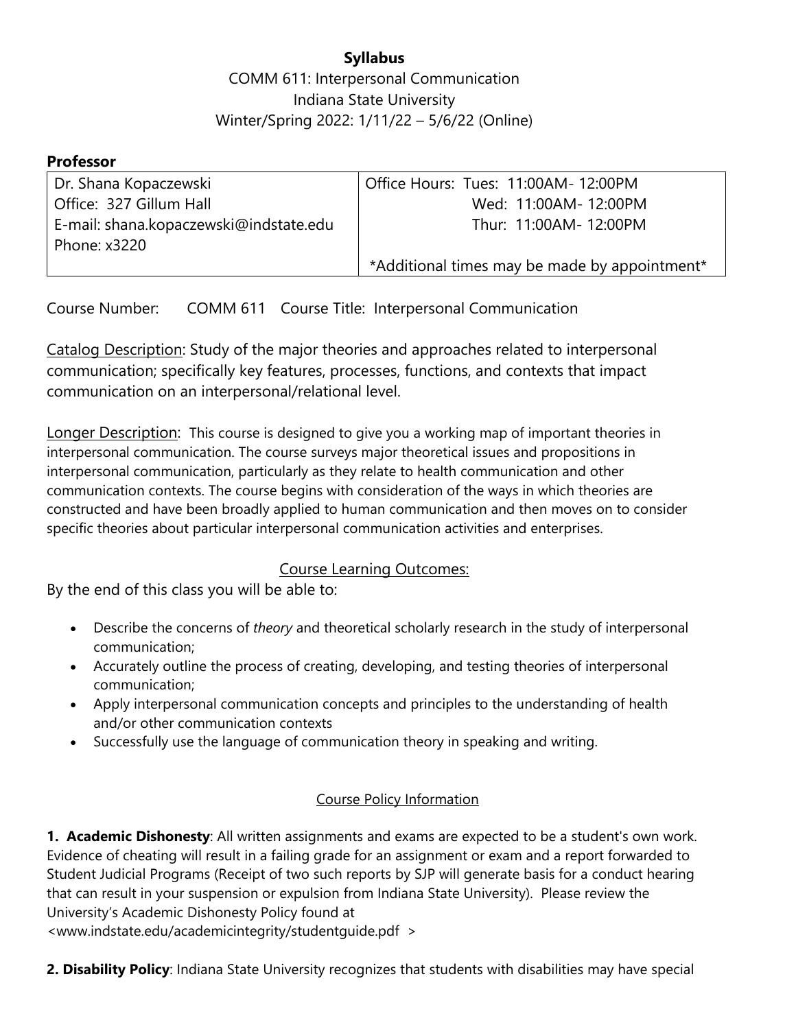**Syllabus**

COMM 611: Interpersonal Communication
Indiana State University
Winter/Spring 2022: 1/11/22 – 5/6/22 (Online)

**Professor**

| Dr. Shana Kopaczewski | Office Hours: Tues: 11:00AM- 12:00PM |
|---|---|
| Office: 327 Gillum Hall | Wed: 11:00AM- 12:00PM |
| E-mail: shana.kopaczewski@indstate.edu | Thur: 11:00AM- 12:00PM |
| Phone: x3220 | |
| | *Additional times may be made by appointment* |

Course Number: COMM 611 Course Title: Interpersonal Communication

Catalog Description: Study of the major theories and approaches related to interpersonal communication; specifically key features, processes, functions, and contexts that impact communication on an interpersonal/relational level.

Longer Description: This course is designed to give you a working map of important theories in interpersonal communication. The course surveys major theoretical issues and propositions in interpersonal communication, particularly as they relate to health communication and other communication contexts. The course begins with consideration of the ways in which theories are constructed and have been broadly applied to human communication and then moves on to consider specific theories about particular interpersonal communication activities and enterprises.

## Course Learning Outcomes:

By the end of this class you will be able to:

- Describe the concerns of *theory* and theoretical scholarly research in the study of interpersonal communication;
- Accurately outline the process of creating, developing, and testing theories of interpersonal communication;
- Apply interpersonal communication concepts and principles to the understanding of health and/or other communication contexts
- Successfully use the language of communication theory in speaking and writing.

## Course Policy Information

**1. Academic Dishonesty**: All written assignments and exams are expected to be a student's own work. Evidence of cheating will result in a failing grade for an assignment or exam and a report forwarded to Student Judicial Programs (Receipt of two such reports by SJP will generate basis for a conduct hearing that can result in your suspension or expulsion from Indiana State University). Please review the University's Academic Dishonesty Policy found at <www.indstate.edu/academicintegrity/studentguide.pdf >

**2. Disability Policy**: Indiana State University recognizes that students with disabilities may have special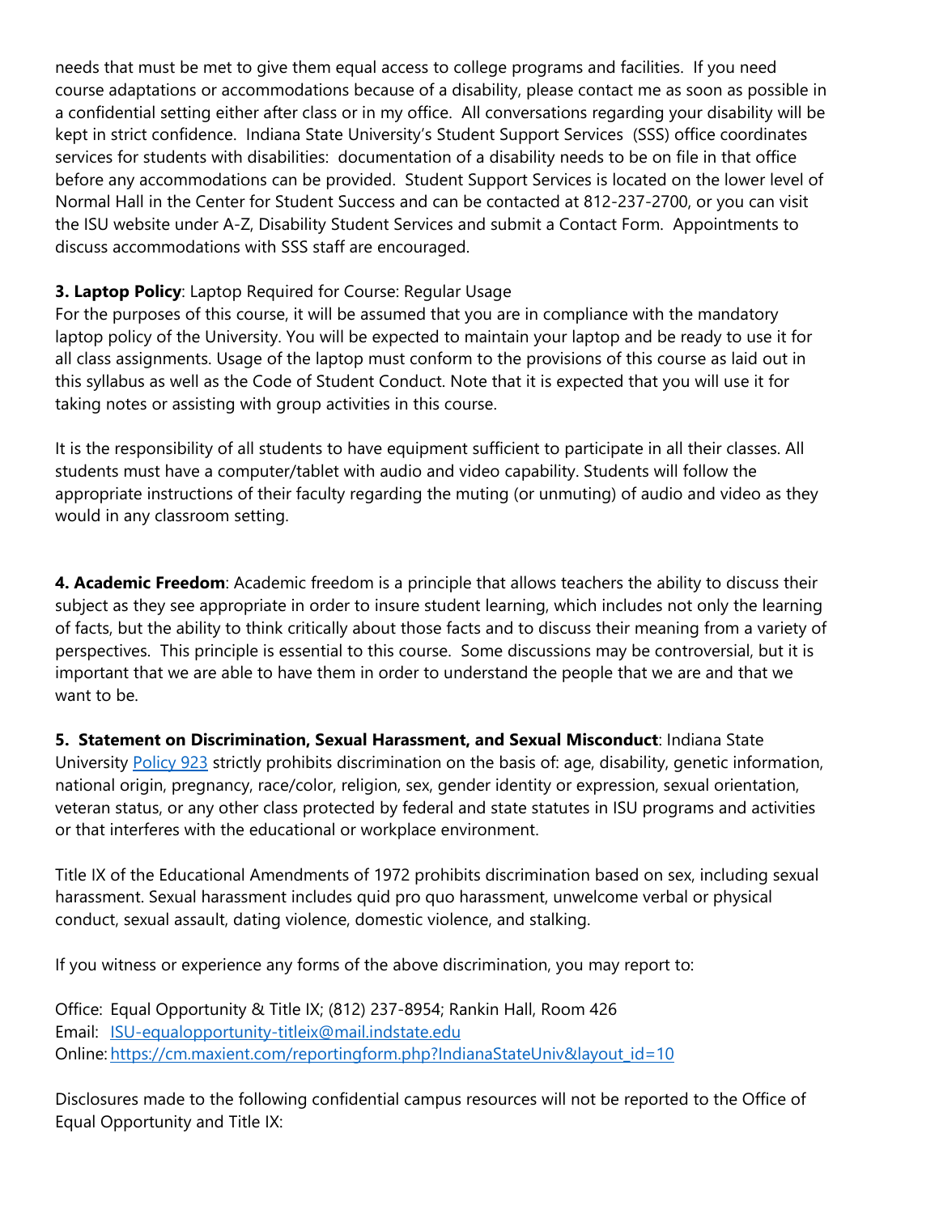needs that must be met to give them equal access to college programs and facilities. If you need course adaptations or accommodations because of a disability, please contact me as soon as possible in a confidential setting either after class or in my office. All conversations regarding your disability will be kept in strict confidence. Indiana State University's Student Support Services (SSS) office coordinates services for students with disabilities: documentation of a disability needs to be on file in that office before any accommodations can be provided. Student Support Services is located on the lower level of Normal Hall in the Center for Student Success and can be contacted at 812-237-2700, or you can visit the ISU website under A-Z, Disability Student Services and submit a Contact Form. Appointments to discuss accommodations with SSS staff are encouraged.

**3. Laptop Policy**: Laptop Required for Course: Regular Usage
For the purposes of this course, it will be assumed that you are in compliance with the mandatory laptop policy of the University. You will be expected to maintain your laptop and be ready to use it for all class assignments. Usage of the laptop must conform to the provisions of this course as laid out in this syllabus as well as the Code of Student Conduct. Note that it is expected that you will use it for taking notes or assisting with group activities in this course.

It is the responsibility of all students to have equipment sufficient to participate in all their classes. All students must have a computer/tablet with audio and video capability. Students will follow the appropriate instructions of their faculty regarding the muting (or unmuting) of audio and video as they would in any classroom setting.

**4. Academic Freedom**: Academic freedom is a principle that allows teachers the ability to discuss their subject as they see appropriate in order to insure student learning, which includes not only the learning of facts, but the ability to think critically about those facts and to discuss their meaning from a variety of perspectives. This principle is essential to this course. Some discussions may be controversial, but it is important that we are able to have them in order to understand the people that we are and that we want to be.

**5. Statement on Discrimination, Sexual Harassment, and Sexual Misconduct**: Indiana State University Policy 923 strictly prohibits discrimination on the basis of: age, disability, genetic information, national origin, pregnancy, race/color, religion, sex, gender identity or expression, sexual orientation, veteran status, or any other class protected by federal and state statutes in ISU programs and activities or that interferes with the educational or workplace environment.

Title IX of the Educational Amendments of 1972 prohibits discrimination based on sex, including sexual harassment. Sexual harassment includes quid pro quo harassment, unwelcome verbal or physical conduct, sexual assault, dating violence, domestic violence, and stalking.

If you witness or experience any forms of the above discrimination, you may report to:

Office: Equal Opportunity & Title IX; (812) 237-8954; Rankin Hall, Room 426
Email: ISU-equalopportunity-titleix@mail.indstate.edu
Online: https://cm.maxient.com/reportingform.php?IndianaStateUniv&layout_id=10

Disclosures made to the following confidential campus resources will not be reported to the Office of Equal Opportunity and Title IX: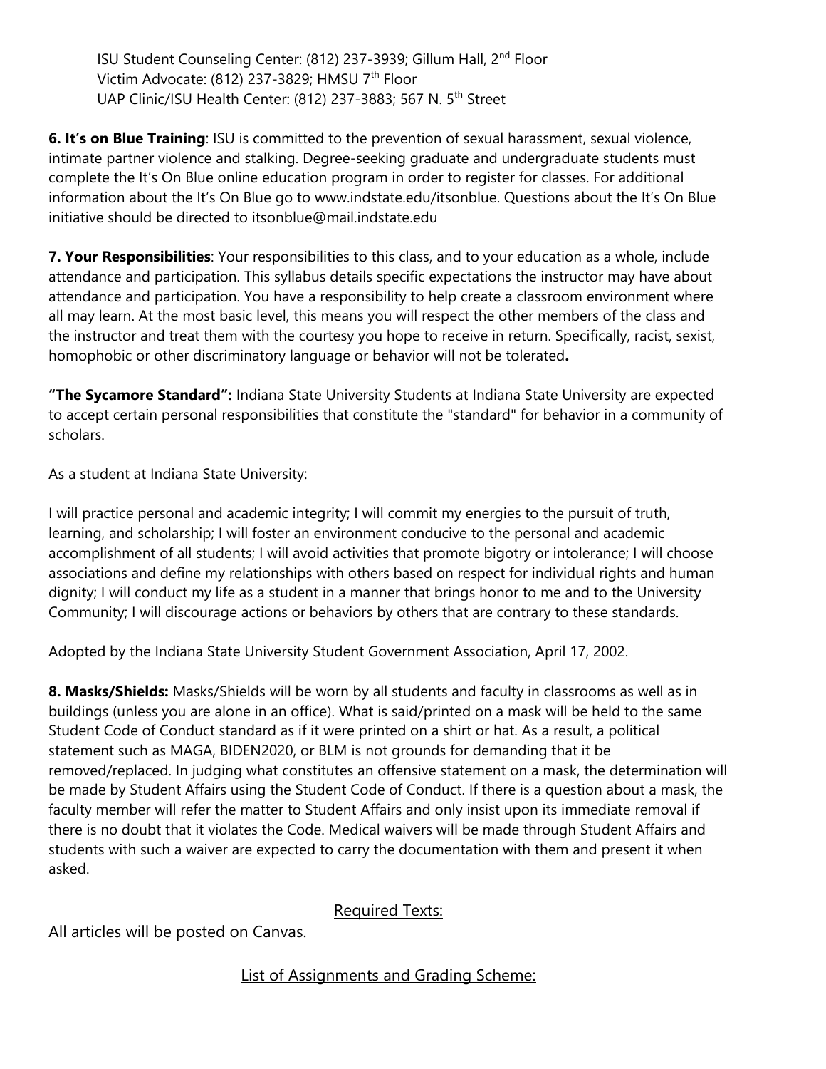ISU Student Counseling Center: (812) 237-3939; Gillum Hall, 2nd Floor
Victim Advocate: (812) 237-3829; HMSU 7th Floor
UAP Clinic/ISU Health Center: (812) 237-3883; 567 N. 5th Street

**6. It's on Blue Training**: ISU is committed to the prevention of sexual harassment, sexual violence, intimate partner violence and stalking. Degree-seeking graduate and undergraduate students must complete the It's On Blue online education program in order to register for classes. For additional information about the It's On Blue go to www.indstate.edu/itsonblue. Questions about the It's On Blue initiative should be directed to itsonblue@mail.indstate.edu

**7. Your Responsibilities**: Your responsibilities to this class, and to your education as a whole, include attendance and participation. This syllabus details specific expectations the instructor may have about attendance and participation. You have a responsibility to help create a classroom environment where all may learn. At the most basic level, this means you will respect the other members of the class and the instructor and treat them with the courtesy you hope to receive in return. Specifically, racist, sexist, homophobic or other discriminatory language or behavior will not be tolerated**.**

**"The Sycamore Standard":** Indiana State University Students at Indiana State University are expected to accept certain personal responsibilities that constitute the "standard" for behavior in a community of scholars.

As a student at Indiana State University:

I will practice personal and academic integrity; I will commit my energies to the pursuit of truth, learning, and scholarship; I will foster an environment conducive to the personal and academic accomplishment of all students; I will avoid activities that promote bigotry or intolerance; I will choose associations and define my relationships with others based on respect for individual rights and human dignity; I will conduct my life as a student in a manner that brings honor to me and to the University Community; I will discourage actions or behaviors by others that are contrary to these standards.

Adopted by the Indiana State University Student Government Association, April 17, 2002.

**8. Masks/Shields:** Masks/Shields will be worn by all students and faculty in classrooms as well as in buildings (unless you are alone in an office). What is said/printed on a mask will be held to the same Student Code of Conduct standard as if it were printed on a shirt or hat. As a result, a political statement such as MAGA, BIDEN2020, or BLM is not grounds for demanding that it be removed/replaced. In judging what constitutes an offensive statement on a mask, the determination will be made by Student Affairs using the Student Code of Conduct. If there is a question about a mask, the faculty member will refer the matter to Student Affairs and only insist upon its immediate removal if there is no doubt that it violates the Code. Medical waivers will be made through Student Affairs and students with such a waiver are expected to carry the documentation with them and present it when asked.

## Required Texts:

All articles will be posted on Canvas.

## List of Assignments and Grading Scheme: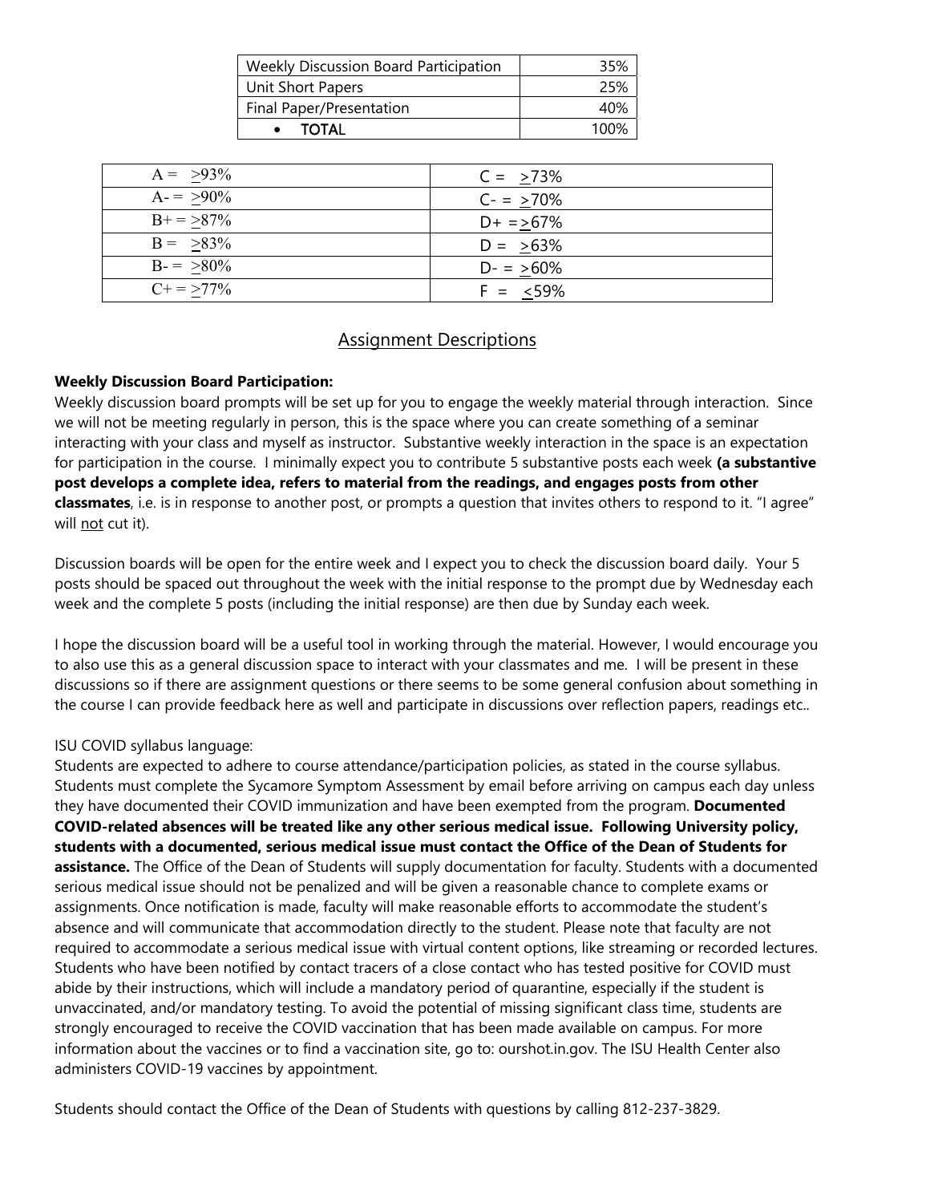| Weekly Discussion Board Participation | 35% |
|---|---|
| Unit Short Papers | 25% |
| Final Paper/Presentation | 40% |
| • TOTAL | 100% |

| | |
|---|---|
| A = ≥93% | C = ≥73% |
| A- = ≥90% | C- = ≥70% |
| B+ = ≥87% | D+ = ≥67% |
| B = ≥83% | D = ≥63% |
| B- = ≥80% | D- = ≥60% |
| C+ = ≥77% | F = ≤59% |

## Assignment Descriptions

**Weekly Discussion Board Participation:**

Weekly discussion board prompts will be set up for you to engage the weekly material through interaction. Since we will not be meeting regularly in person, this is the space where you can create something of a seminar interacting with your class and myself as instructor. Substantive weekly interaction in the space is an expectation for participation in the course. I minimally expect you to contribute 5 substantive posts each week **(a substantive post develops a complete idea, refers to material from the readings, and engages posts from other classmates**, i.e. is in response to another post, or prompts a question that invites others to respond to it. "I agree" will <u>not</u> cut it).

Discussion boards will be open for the entire week and I expect you to check the discussion board daily. Your 5 posts should be spaced out throughout the week with the initial response to the prompt due by Wednesday each week and the complete 5 posts (including the initial response) are then due by Sunday each week.

I hope the discussion board will be a useful tool in working through the material. However, I would encourage you to also use this as a general discussion space to interact with your classmates and me. I will be present in these discussions so if there are assignment questions or there seems to be some general confusion about something in the course I can provide feedback here as well and participate in discussions over reflection papers, readings etc..

ISU COVID syllabus language:

Students are expected to adhere to course attendance/participation policies, as stated in the course syllabus. Students must complete the Sycamore Symptom Assessment by email before arriving on campus each day unless they have documented their COVID immunization and have been exempted from the program. **Documented COVID-related absences will be treated like any other serious medical issue. Following University policy, students with a documented, serious medical issue must contact the Office of the Dean of Students for assistance.** The Office of the Dean of Students will supply documentation for faculty. Students with a documented serious medical issue should not be penalized and will be given a reasonable chance to complete exams or assignments. Once notification is made, faculty will make reasonable efforts to accommodate the student's absence and will communicate that accommodation directly to the student. Please note that faculty are not required to accommodate a serious medical issue with virtual content options, like streaming or recorded lectures. Students who have been notified by contact tracers of a close contact who has tested positive for COVID must abide by their instructions, which will include a mandatory period of quarantine, especially if the student is unvaccinated, and/or mandatory testing. To avoid the potential of missing significant class time, students are strongly encouraged to receive the COVID vaccination that has been made available on campus. For more information about the vaccines or to find a vaccination site, go to: ourshot.in.gov. The ISU Health Center also administers COVID-19 vaccines by appointment.

Students should contact the Office of the Dean of Students with questions by calling 812-237-3829.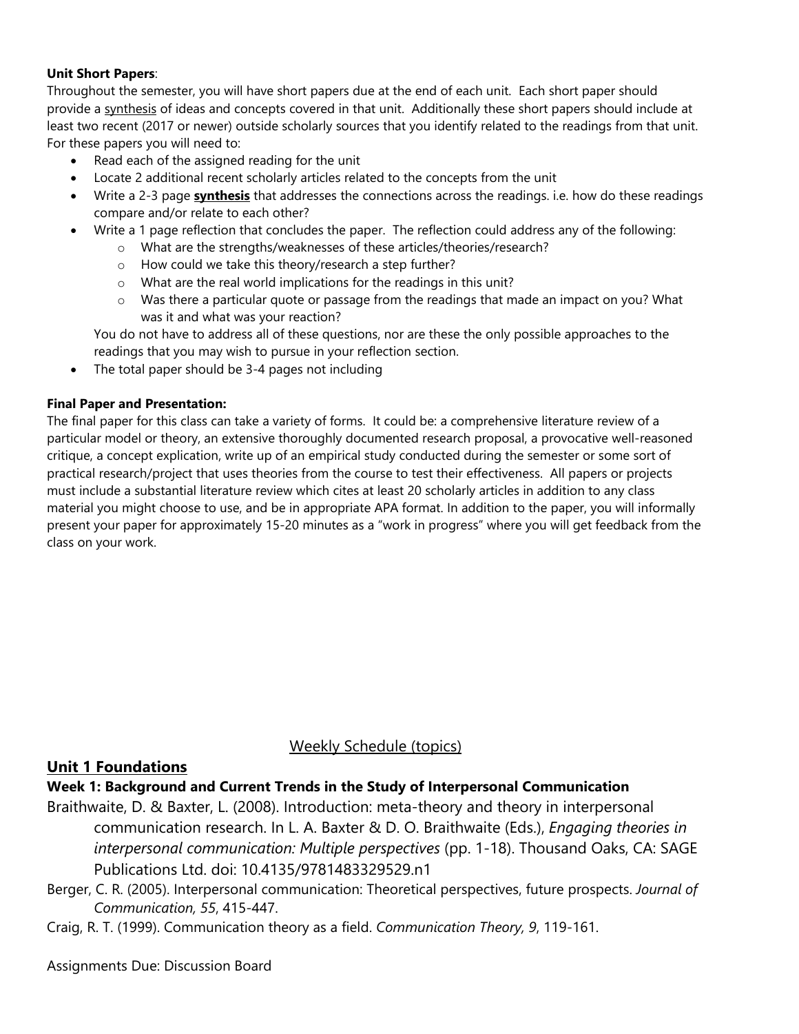**Unit Short Papers**:

Throughout the semester, you will have short papers due at the end of each unit. Each short paper should provide a synthesis of ideas and concepts covered in that unit. Additionally these short papers should include at least two recent (2017 or newer) outside scholarly sources that you identify related to the readings from that unit. For these papers you will need to:

- Read each of the assigned reading for the unit
- Locate 2 additional recent scholarly articles related to the concepts from the unit
- Write a 2-3 page **synthesis** that addresses the connections across the readings. i.e. how do these readings compare and/or relate to each other?
- Write a 1 page reflection that concludes the paper. The reflection could address any of the following:
    - What are the strengths/weaknesses of these articles/theories/research?
    - How could we take this theory/research a step further?
    - What are the real world implications for the readings in this unit?
    - Was there a particular quote or passage from the readings that made an impact on you? What was it and what was your reaction?

  You do not have to address all of these questions, nor are these the only possible approaches to the readings that you may wish to pursue in your reflection section.
- The total paper should be 3-4 pages not including

**Final Paper and Presentation:**

The final paper for this class can take a variety of forms. It could be: a comprehensive literature review of a particular model or theory, an extensive thoroughly documented research proposal, a provocative well-reasoned critique, a concept explication, write up of an empirical study conducted during the semester or some sort of practical research/project that uses theories from the course to test their effectiveness. All papers or projects must include a substantial literature review which cites at least 20 scholarly articles in addition to any class material you might choose to use, and be in appropriate APA format. In addition to the paper, you will informally present your paper for approximately 15-20 minutes as a "work in progress" where you will get feedback from the class on your work.

## Weekly Schedule (topics)

## Unit 1 Foundations

### Week 1: Background and Current Trends in the Study of Interpersonal Communication

Braithwaite, D. & Baxter, L. (2008). Introduction: meta-theory and theory in interpersonal communication research. In L. A. Baxter & D. O. Braithwaite (Eds.), *Engaging theories in interpersonal communication: Multiple perspectives* (pp. 1-18). Thousand Oaks, CA: SAGE Publications Ltd. doi: 10.4135/9781483329529.n1

Berger, C. R. (2005). Interpersonal communication: Theoretical perspectives, future prospects. *Journal of Communication, 55*, 415-447.

Craig, R. T. (1999). Communication theory as a field. *Communication Theory, 9*, 119-161.

Assignments Due: Discussion Board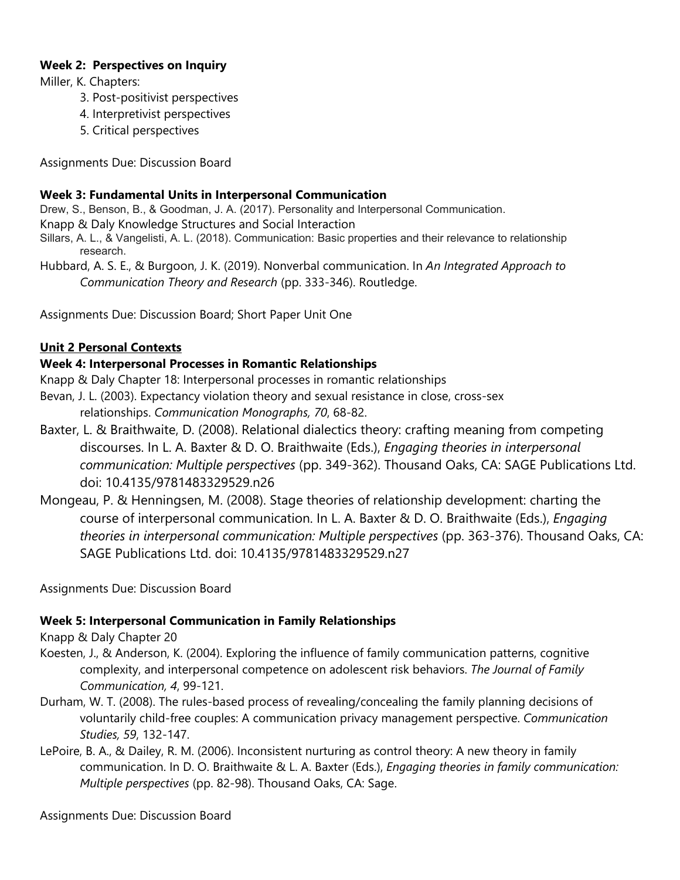**Week 2: Perspectives on Inquiry**

Miller, K. Chapters:

3. Post-positivist perspectives
4. Interpretivist perspectives
5. Critical perspectives

Assignments Due: Discussion Board

**Week 3: Fundamental Units in Interpersonal Communication**

Drew, S., Benson, B., & Goodman, J. A. (2017). Personality and Interpersonal Communication.

Knapp & Daly Knowledge Structures and Social Interaction

Sillars, A. L., & Vangelisti, A. L. (2018). Communication: Basic properties and their relevance to relationship research.

Hubbard, A. S. E., & Burgoon, J. K. (2019). Nonverbal communication. In *An Integrated Approach to Communication Theory and Research* (pp. 333-346). Routledge.

Assignments Due: Discussion Board; Short Paper Unit One

**Unit 2 Personal Contexts**

**Week 4: Interpersonal Processes in Romantic Relationships**

Knapp & Daly Chapter 18: Interpersonal processes in romantic relationships

Bevan, J. L. (2003). Expectancy violation theory and sexual resistance in close, cross-sex relationships. *Communication Monographs, 70*, 68-82.

Baxter, L. & Braithwaite, D. (2008). Relational dialectics theory: crafting meaning from competing discourses. In L. A. Baxter & D. O. Braithwaite (Eds.), *Engaging theories in interpersonal communication: Multiple perspectives* (pp. 349-362). Thousand Oaks, CA: SAGE Publications Ltd. doi: 10.4135/9781483329529.n26

Mongeau, P. & Henningsen, M. (2008). Stage theories of relationship development: charting the course of interpersonal communication. In L. A. Baxter & D. O. Braithwaite (Eds.), *Engaging theories in interpersonal communication: Multiple perspectives* (pp. 363-376). Thousand Oaks, CA: SAGE Publications Ltd. doi: 10.4135/9781483329529.n27

Assignments Due: Discussion Board

**Week 5: Interpersonal Communication in Family Relationships**

Knapp & Daly Chapter 20

Koesten, J., & Anderson, K. (2004). Exploring the influence of family communication patterns, cognitive complexity, and interpersonal competence on adolescent risk behaviors. *The Journal of Family Communication, 4*, 99-121.

Durham, W. T. (2008). The rules-based process of revealing/concealing the family planning decisions of voluntarily child-free couples: A communication privacy management perspective. *Communication Studies, 59*, 132-147.

LePoire, B. A., & Dailey, R. M. (2006). Inconsistent nurturing as control theory: A new theory in family communication. In D. O. Braithwaite & L. A. Baxter (Eds.), *Engaging theories in family communication: Multiple perspectives* (pp. 82-98). Thousand Oaks, CA: Sage.

Assignments Due: Discussion Board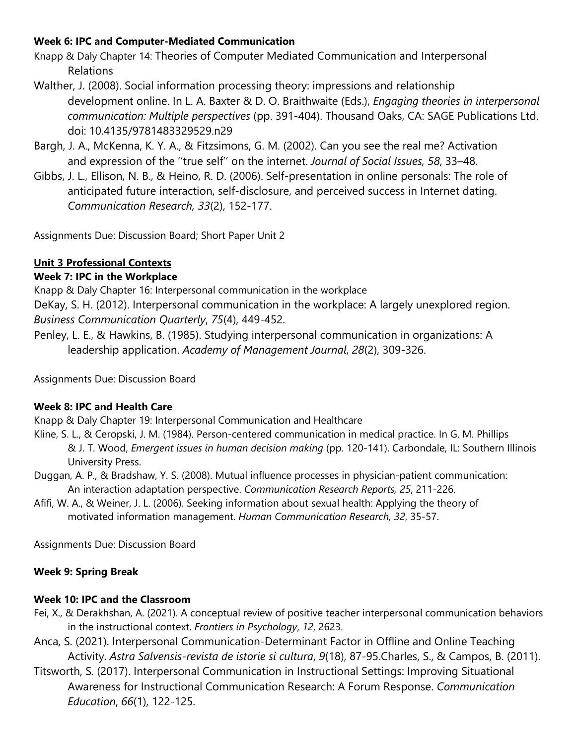**Week 6: IPC and Computer-Mediated Communication**

Knapp & Daly Chapter 14: Theories of Computer Mediated Communication and Interpersonal Relations

Walther, J. (2008). Social information processing theory: impressions and relationship development online. In L. A. Baxter & D. O. Braithwaite (Eds.), *Engaging theories in interpersonal communication: Multiple perspectives* (pp. 391-404). Thousand Oaks, CA: SAGE Publications Ltd. doi: 10.4135/9781483329529.n29

Bargh, J. A., McKenna, K. Y. A., & Fitzsimons, G. M. (2002). Can you see the real me? Activation and expression of the ''true self'' on the internet. *Journal of Social Issues, 58*, 33–48.

Gibbs, J. L., Ellison, N. B., & Heino, R. D. (2006). Self-presentation in online personals: The role of anticipated future interaction, self-disclosure, and perceived success in Internet dating. *Communication Research, 33*(2), 152-177.

Assignments Due: Discussion Board; Short Paper Unit 2

**<u>Unit 3 Professional Contexts</u>**

**Week 7: IPC in the Workplace**

Knapp & Daly Chapter 16: Interpersonal communication in the workplace

DeKay, S. H. (2012). Interpersonal communication in the workplace: A largely unexplored region. *Business Communication Quarterly*, *75*(4), 449-452.

Penley, L. E., & Hawkins, B. (1985). Studying interpersonal communication in organizations: A leadership application. *Academy of Management Journal*, *28*(2), 309-326.

Assignments Due: Discussion Board

**Week 8: IPC and Health Care**

Knapp & Daly Chapter 19: Interpersonal Communication and Healthcare

Kline, S. L., & Ceropski, J. M. (1984). Person-centered communication in medical practice. In G. M. Phillips & J. T. Wood, *Emergent issues in human decision making* (pp. 120-141). Carbondale, IL: Southern Illinois University Press.

Duggan, A. P., & Bradshaw, Y. S. (2008). Mutual influence processes in physician-patient communication: An interaction adaptation perspective. *Communication Research Reports, 25*, 211-226.

Afifi, W. A., & Weiner, J. L. (2006). Seeking information about sexual health: Applying the theory of motivated information management. *Human Communication Research, 32*, 35-57.

Assignments Due: Discussion Board

**Week 9: Spring Break**

**Week 10: IPC and the Classroom**

Fei, X., & Derakhshan, A. (2021). A conceptual review of positive teacher interpersonal communication behaviors in the instructional context. *Frontiers in Psychology*, *12*, 2623.

Anca, S. (2021). Interpersonal Communication-Determinant Factor in Offline and Online Teaching Activity. *Astra Salvensis-revista de istorie si cultura*, *9*(18), 87-95.Charles, S., & Campos, B. (2011).

Titsworth, S. (2017). Interpersonal Communication in Instructional Settings: Improving Situational Awareness for Instructional Communication Research: A Forum Response. *Communication Education*, *66*(1), 122-125.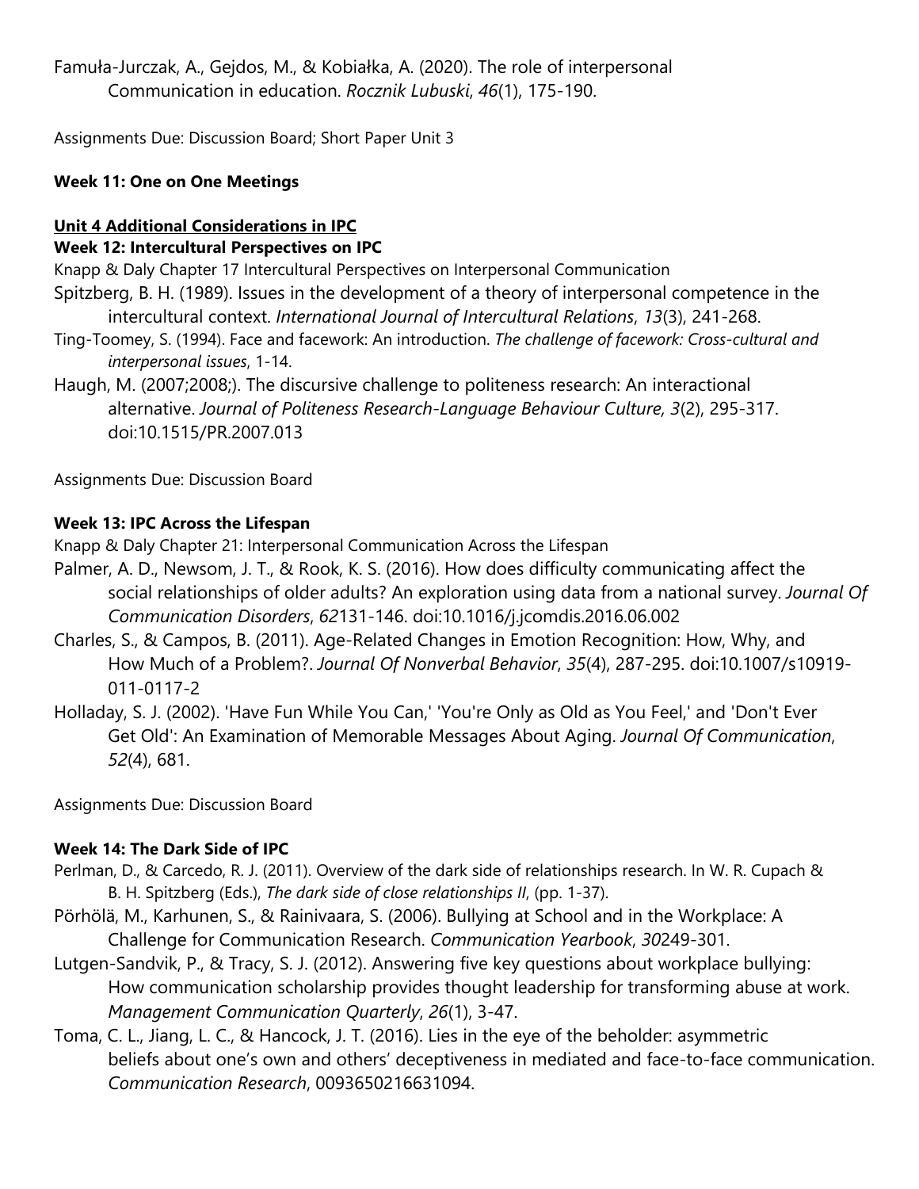Famuła-Jurczak, A., Gejdos, M., & Kobiałka, A. (2020). The role of interpersonal Communication in education. *Rocznik Lubuski*, *46*(1), 175-190.

Assignments Due: Discussion Board; Short Paper Unit 3

**Week 11: One on One Meetings**

**Unit 4 Additional Considerations in IPC**

**Week 12: Intercultural Perspectives on IPC**

Knapp & Daly Chapter 17 Intercultural Perspectives on Interpersonal Communication

Spitzberg, B. H. (1989). Issues in the development of a theory of interpersonal competence in the intercultural context. *International Journal of Intercultural Relations*, *13*(3), 241-268.

Ting-Toomey, S. (1994). Face and facework: An introduction. *The challenge of facework: Cross-cultural and interpersonal issues*, 1-14.

Haugh, M. (2007;2008;). The discursive challenge to politeness research: An interactional alternative. *Journal of Politeness Research-Language Behaviour Culture, 3*(2), 295-317. doi:10.1515/PR.2007.013

Assignments Due: Discussion Board

**Week 13: IPC Across the Lifespan**

Knapp & Daly Chapter 21: Interpersonal Communication Across the Lifespan

Palmer, A. D., Newsom, J. T., & Rook, K. S. (2016). How does difficulty communicating affect the social relationships of older adults? An exploration using data from a national survey. *Journal Of Communication Disorders*, *62*131-146. doi:10.1016/j.jcomdis.2016.06.002

Charles, S., & Campos, B. (2011). Age-Related Changes in Emotion Recognition: How, Why, and How Much of a Problem?. *Journal Of Nonverbal Behavior*, *35*(4), 287-295. doi:10.1007/s10919-011-0117-2

Holladay, S. J. (2002). 'Have Fun While You Can,' 'You're Only as Old as You Feel,' and 'Don't Ever Get Old': An Examination of Memorable Messages About Aging. *Journal Of Communication*, *52*(4), 681.

Assignments Due: Discussion Board

**Week 14: The Dark Side of IPC**

Perlman, D., & Carcedo, R. J. (2011). Overview of the dark side of relationships research. In W. R. Cupach & B. H. Spitzberg (Eds.), *The dark side of close relationships II*, (pp. 1-37).

Pörhölä, M., Karhunen, S., & Rainivaara, S. (2006). Bullying at School and in the Workplace: A Challenge for Communication Research. *Communication Yearbook*, *30*249-301.

Lutgen-Sandvik, P., & Tracy, S. J. (2012). Answering five key questions about workplace bullying: How communication scholarship provides thought leadership for transforming abuse at work. *Management Communication Quarterly*, *26*(1), 3-47.

Toma, C. L., Jiang, L. C., & Hancock, J. T. (2016). Lies in the eye of the beholder: asymmetric beliefs about one's own and others' deceptiveness in mediated and face-to-face communication. *Communication Research*, 0093650216631094.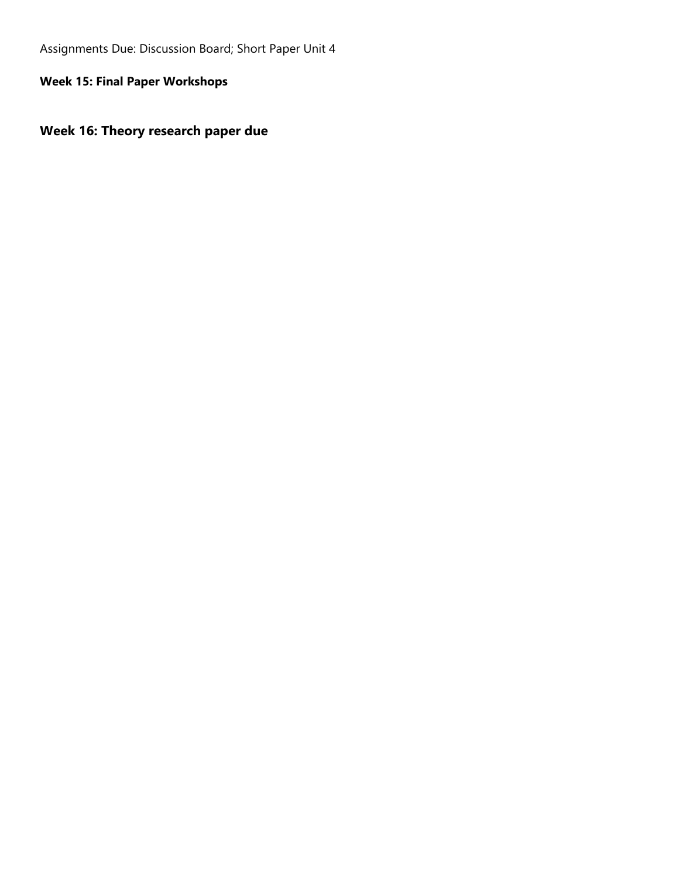Assignments Due: Discussion Board; Short Paper Unit 4

**Week 15: Final Paper Workshops**

## Week 16: Theory research paper due